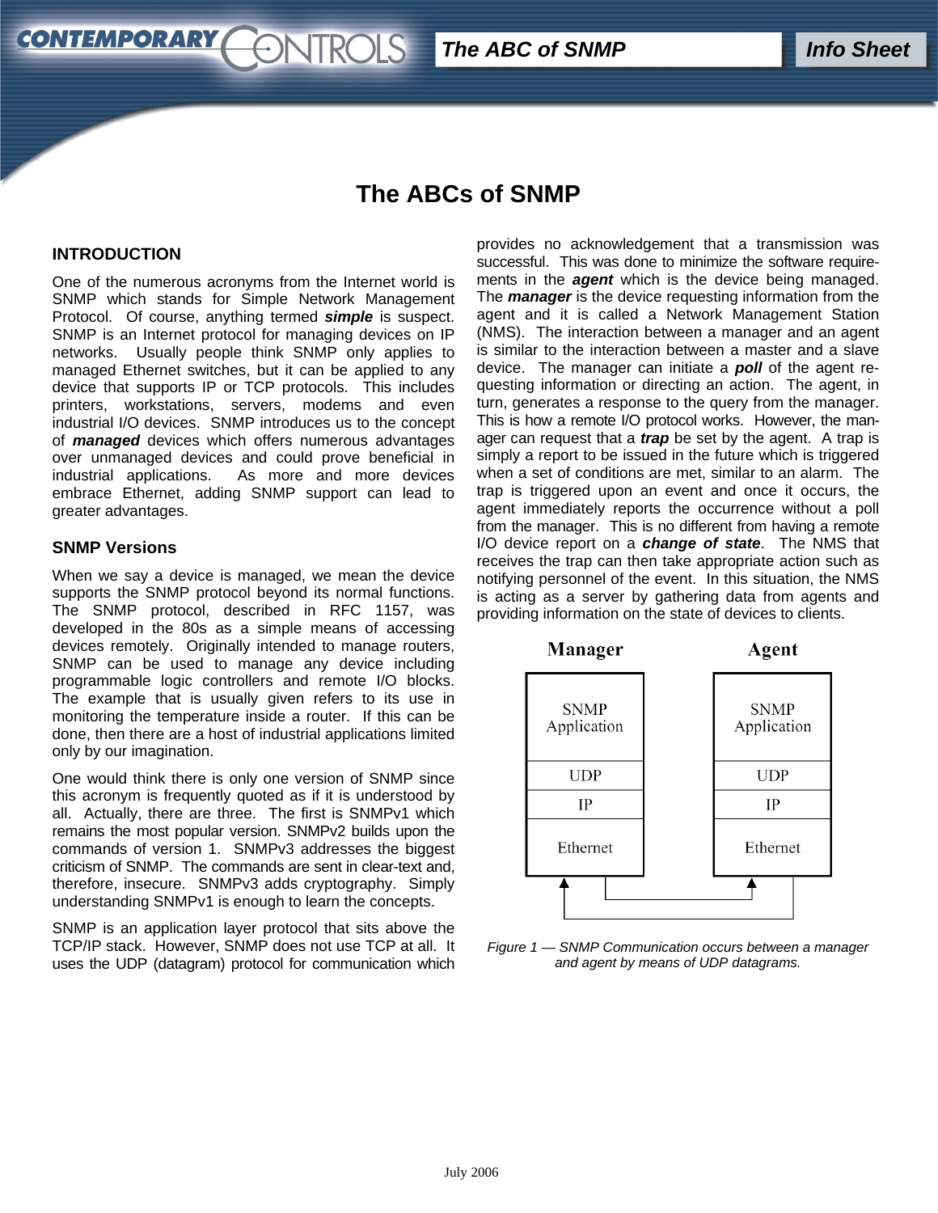# The ABCs of SNMP

## INTRODUCTION

One of the numerous acronyms from the Internet world is SNMP which stands for Simple Network Management Protocol. Of course, anything termed ***simple*** is suspect. SNMP is an Internet protocol for managing devices on IP networks. Usually people think SNMP only applies to managed Ethernet switches, but it can be applied to any device that supports IP or TCP protocols. This includes printers, workstations, servers, modems and even industrial I/O devices. SNMP introduces us to the concept of ***managed*** devices which offers numerous advantages over unmanaged devices and could prove beneficial in industrial applications. As more and more devices embrace Ethernet, adding SNMP support can lead to greater advantages.

## SNMP Versions

When we say a device is managed, we mean the device supports the SNMP protocol beyond its normal functions. The SNMP protocol, described in RFC 1157, was developed in the 80s as a simple means of accessing devices remotely. Originally intended to manage routers, SNMP can be used to manage any device including programmable logic controllers and remote I/O blocks. The example that is usually given refers to its use in monitoring the temperature inside a router. If this can be done, then there are a host of industrial applications limited only by our imagination.

One would think there is only one version of SNMP since this acronym is frequently quoted as if it is understood by all. Actually, there are three. The first is SNMPv1 which remains the most popular version. SNMPv2 builds upon the commands of version 1. SNMPv3 addresses the biggest criticism of SNMP. The commands are sent in clear-text and, therefore, insecure. SNMPv3 adds cryptography. Simply understanding SNMPv1 is enough to learn the concepts.

SNMP is an application layer protocol that sits above the TCP/IP stack. However, SNMP does not use TCP at all. It uses the UDP (datagram) protocol for communication which provides no acknowledgement that a transmission was successful. This was done to minimize the software requirements in the ***agent*** which is the device being managed. The ***manager*** is the device requesting information from the agent and it is called a Network Management Station (NMS). The interaction between a manager and an agent is similar to the interaction between a master and a slave device. The manager can initiate a ***poll*** of the agent requesting information or directing an action. The agent, in turn, generates a response to the query from the manager. This is how a remote I/O protocol works. However, the manager can request that a ***trap*** be set by the agent. A trap is simply a report to be issued in the future which is triggered when a set of conditions are met, similar to an alarm. The trap is triggered upon an event and once it occurs, the agent immediately reports the occurrence without a poll from the manager. This is no different from having a remote I/O device report on a ***change of state***. The NMS that receives the trap can then take appropriate action such as notifying personnel of the event. In this situation, the NMS is acting as a server by gathering data from agents and providing information on the state of devices to clients.

| Manager | Agent |
| --- | --- |
| SNMP Application | SNMP Application |
| UDP | UDP |
| IP | IP |
| Ethernet | Ethernet |

*Figure 1 — SNMP Communication occurs between a manager and agent by means of UDP datagrams.*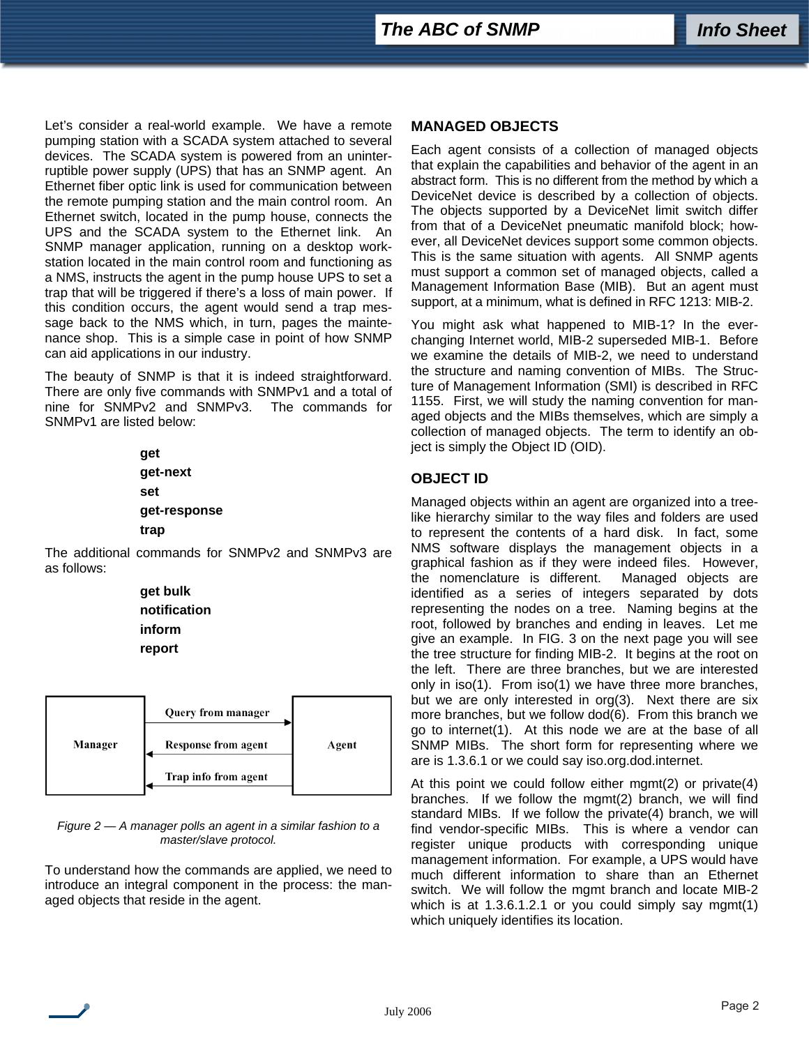Let's consider a real-world example. We have a remote pumping station with a SCADA system attached to several devices. The SCADA system is powered from an uninterruptible power supply (UPS) that has an SNMP agent. An Ethernet fiber optic link is used for communication between the remote pumping station and the main control room. An Ethernet switch, located in the pump house, connects the UPS and the SCADA system to the Ethernet link. An SNMP manager application, running on a desktop workstation located in the main control room and functioning as a NMS, instructs the agent in the pump house UPS to set a trap that will be triggered if there's a loss of main power. If this condition occurs, the agent would send a trap message back to the NMS which, in turn, pages the maintenance shop. This is a simple case in point of how SNMP can aid applications in our industry.

The beauty of SNMP is that it is indeed straightforward. There are only five commands with SNMPv1 and a total of nine for SNMPv2 and SNMPv3. The commands for SNMPv1 are listed below:

**get**
**get-next**
**set**
**get-response**
**trap**

The additional commands for SNMPv2 and SNMPv3 are as follows:

**get bulk**
**notification**
**inform**
**report**

| Manager | | Agent |
|---|---|---|
| | Query from manager → | |
| | ← Response from agent | |
| | ← Trap info from agent | |

*Figure 2 — A manager polls an agent in a similar fashion to a master/slave protocol.*

To understand how the commands are applied, we need to introduce an integral component in the process: the managed objects that reside in the agent.

## MANAGED OBJECTS

Each agent consists of a collection of managed objects that explain the capabilities and behavior of the agent in an abstract form. This is no different from the method by which a DeviceNet device is described by a collection of objects. The objects supported by a DeviceNet limit switch differ from that of a DeviceNet pneumatic manifold block; however, all DeviceNet devices support some common objects. This is the same situation with agents. All SNMP agents must support a common set of managed objects, called a Management Information Base (MIB). But an agent must support, at a minimum, what is defined in RFC 1213: MIB-2.

You might ask what happened to MIB-1? In the ever-changing Internet world, MIB-2 superseded MIB-1. Before we examine the details of MIB-2, we need to understand the structure and naming convention of MIBs. The Structure of Management Information (SMI) is described in RFC 1155. First, we will study the naming convention for managed objects and the MIBs themselves, which are simply a collection of managed objects. The term to identify an object is simply the Object ID (OID).

## OBJECT ID

Managed objects within an agent are organized into a tree-like hierarchy similar to the way files and folders are used to represent the contents of a hard disk. In fact, some NMS software displays the management objects in a graphical fashion as if they were indeed files. However, the nomenclature is different. Managed objects are identified as a series of integers separated by dots representing the nodes on a tree. Naming begins at the root, followed by branches and ending in leaves. Let me give an example. In FIG. 3 on the next page you will see the tree structure for finding MIB-2. It begins at the root on the left. There are three branches, but we are interested only in iso(1). From iso(1) we have three more branches, but we are only interested in org(3). Next there are six more branches, but we follow dod(6). From this branch we go to internet(1). At this node we are at the base of all SNMP MIBs. The short form for representing where we are is 1.3.6.1 or we could say iso.org.dod.internet.

At this point we could follow either mgmt(2) or private(4) branches. If we follow the mgmt(2) branch, we will find standard MIBs. If we follow the private(4) branch, we will find vendor-specific MIBs. This is where a vendor can register unique products with corresponding unique management information. For example, a UPS would have much different information to share than an Ethernet switch. We will follow the mgmt branch and locate MIB-2 which is at 1.3.6.1.2.1 or you could simply say mgmt(1) which uniquely identifies its location.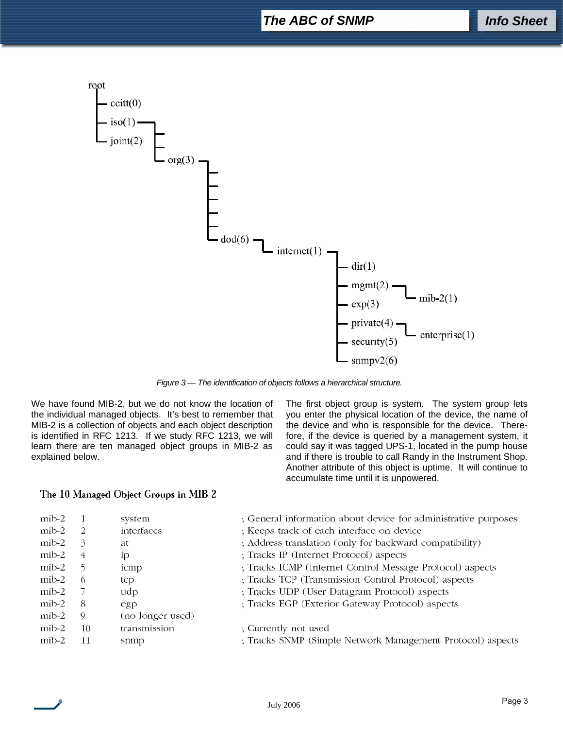```
root
├─ ccitt(0)
├─ iso(1)
│   └─ org(3)
│       └─ dod(6)
│           └─ internet(1)
│               ├─ dir(1)
│               ├─ mgmt(2)
│               │   └─ mib-2(1)
│               ├─ exp(3)
│               ├─ private(4)
│               │   └─ enterprise(1)
│               ├─ security(5)
│               └─ snmpv2(6)
└─ joint(2)
```

*Figure 3 — The identification of objects follows a hierarchical structure.*

We have found MIB-2, but we do not know the location of the individual managed objects. It's best to remember that MIB-2 is a collection of objects and each object description is identified in RFC 1213. If we study RFC 1213, we will learn there are ten managed object groups in MIB-2 as explained below.

The first object group is system. The system group lets you enter the physical location of the device, the name of the device and who is responsible for the device. Therefore, if the device is queried by a management system, it could say it was tagged UPS-1, located in the pump house and if there is trouble to call Randy in the Instrument Shop. Another attribute of this object is uptime. It will continue to accumulate time until it is unpowered.

### The 10 Managed Object Groups in MIB-2

| | | | |
|---|---|---|---|
| mib-2 | 1 | system | ; General information about device for administrative purposes |
| mib-2 | 2 | interfaces | ; Keeps track of each interface on device |
| mib-2 | 3 | at | ; Address translation (only for backward compatibility) |
| mib-2 | 4 | ip | ; Tracks IP (Internet Protocol) aspects |
| mib-2 | 5 | icmp | ; Tracks ICMP (Internet Control Message Protocol) aspects |
| mib-2 | 6 | tcp | ; Tracks TCP (Transmission Control Protocol) aspects |
| mib-2 | 7 | udp | ; Tracks UDP (User Datagram Protocol) aspects |
| mib-2 | 8 | egp | ; Tracks EGP (Exterior Gateway Protocol) aspects |
| mib-2 | 9 | (no longer used) | |
| mib-2 | 10 | transmission | ; Currently not used |
| mib-2 | 11 | snmp | ; Tracks SNMP (Simple Network Management Protocol) aspects |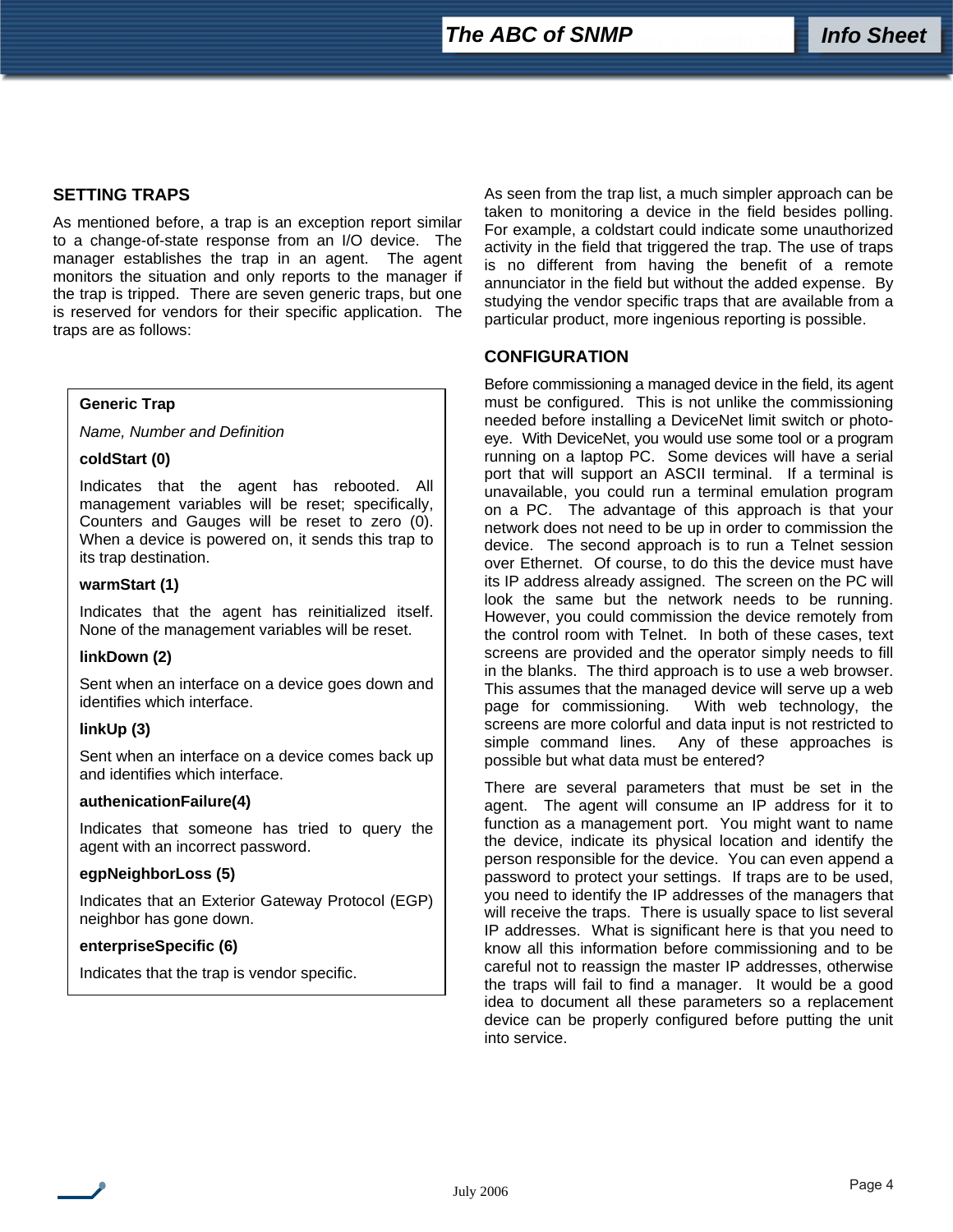## SETTING TRAPS

As mentioned before, a trap is an exception report similar to a change-of-state response from an I/O device. The manager establishes the trap in an agent. The agent monitors the situation and only reports to the manager if the trap is tripped. There are seven generic traps, but one is reserved for vendors for their specific application. The traps are as follows:

> **Generic Trap**
>
> *Name, Number and Definition*
>
> **coldStart (0)**
>
> Indicates that the agent has rebooted. All management variables will be reset; specifically, Counters and Gauges will be reset to zero (0). When a device is powered on, it sends this trap to its trap destination.
>
> **warmStart (1)**
>
> Indicates that the agent has reinitialized itself. None of the management variables will be reset.
>
> **linkDown (2)**
>
> Sent when an interface on a device goes down and identifies which interface.
>
> **linkUp (3)**
>
> Sent when an interface on a device comes back up and identifies which interface.
>
> **authenicationFailure(4)**
>
> Indicates that someone has tried to query the agent with an incorrect password.
>
> **egpNeighborLoss (5)**
>
> Indicates that an Exterior Gateway Protocol (EGP) neighbor has gone down.
>
> **enterpriseSpecific (6)**
>
> Indicates that the trap is vendor specific.

As seen from the trap list, a much simpler approach can be taken to monitoring a device in the field besides polling. For example, a coldstart could indicate some unauthorized activity in the field that triggered the trap. The use of traps is no different from having the benefit of a remote annunciator in the field but without the added expense. By studying the vendor specific traps that are available from a particular product, more ingenious reporting is possible.

## CONFIGURATION

Before commissioning a managed device in the field, its agent must be configured. This is not unlike the commissioning needed before installing a DeviceNet limit switch or photo-eye. With DeviceNet, you would use some tool or a program running on a laptop PC. Some devices will have a serial port that will support an ASCII terminal. If a terminal is unavailable, you could run a terminal emulation program on a PC. The advantage of this approach is that your network does not need to be up in order to commission the device. The second approach is to run a Telnet session over Ethernet. Of course, to do this the device must have its IP address already assigned. The screen on the PC will look the same but the network needs to be running. However, you could commission the device remotely from the control room with Telnet. In both of these cases, text screens are provided and the operator simply needs to fill in the blanks. The third approach is to use a web browser. This assumes that the managed device will serve up a web page for commissioning. With web technology, the screens are more colorful and data input is not restricted to simple command lines. Any of these approaches is possible but what data must be entered?

There are several parameters that must be set in the agent. The agent will consume an IP address for it to function as a management port. You might want to name the device, indicate its physical location and identify the person responsible for the device. You can even append a password to protect your settings. If traps are to be used, you need to identify the IP addresses of the managers that will receive the traps. There is usually space to list several IP addresses. What is significant here is that you need to know all this information before commissioning and to be careful not to reassign the master IP addresses, otherwise the traps will fail to find a manager. It would be a good idea to document all these parameters so a replacement device can be properly configured before putting the unit into service.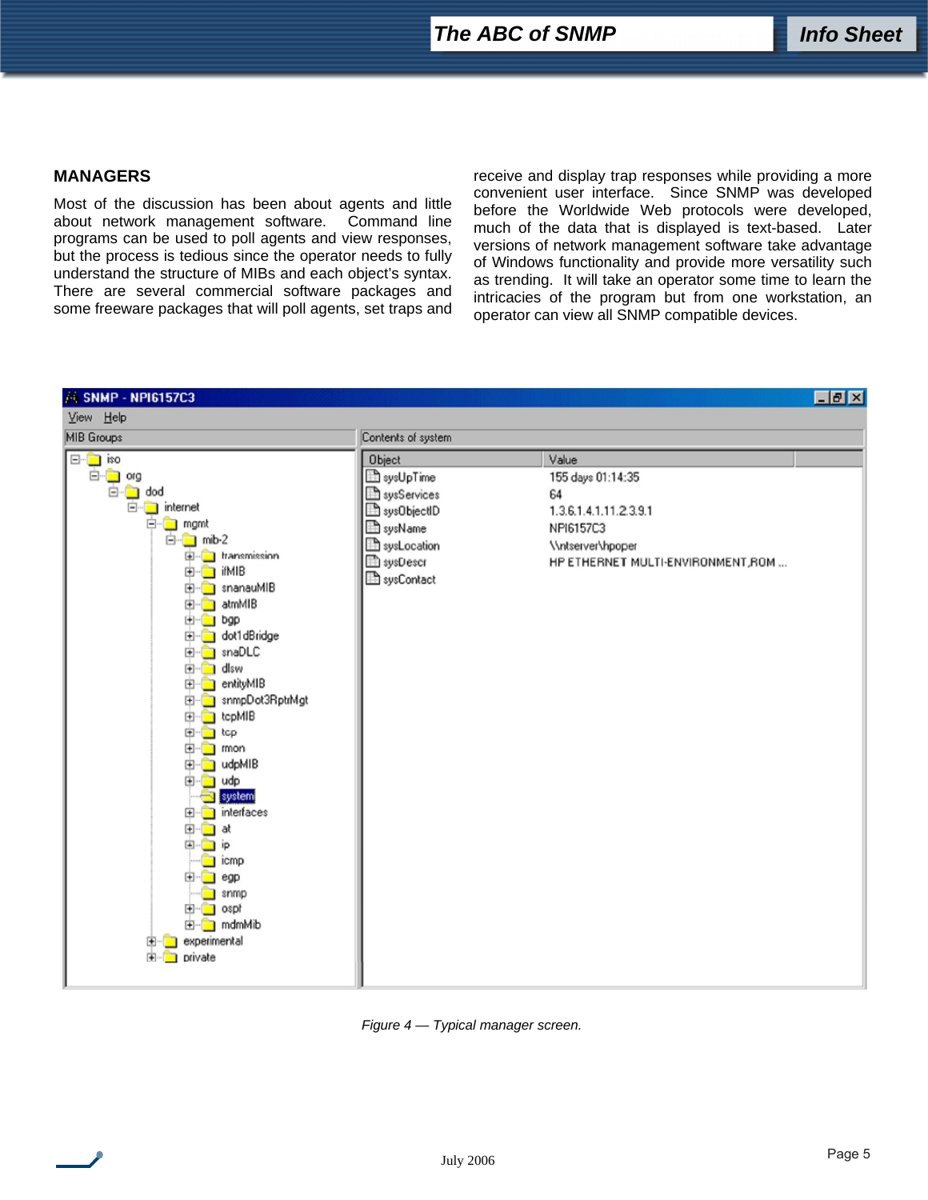## MANAGERS

Most of the discussion has been about agents and little about network management software. Command line programs can be used to poll agents and view responses, but the process is tedious since the operator needs to fully understand the structure of MIBs and each object's syntax. There are several commercial software packages and some freeware packages that will poll agents, set traps and receive and display trap responses while providing a more convenient user interface. Since SNMP was developed before the Worldwide Web protocols were developed, much of the data that is displayed is text-based. Later versions of network management software take advantage of Windows functionality and provide more versatility such as trending. It will take an operator some time to learn the intricacies of the program but from one workstation, an operator can view all SNMP compatible devices.

*Figure 4 — Typical manager screen.*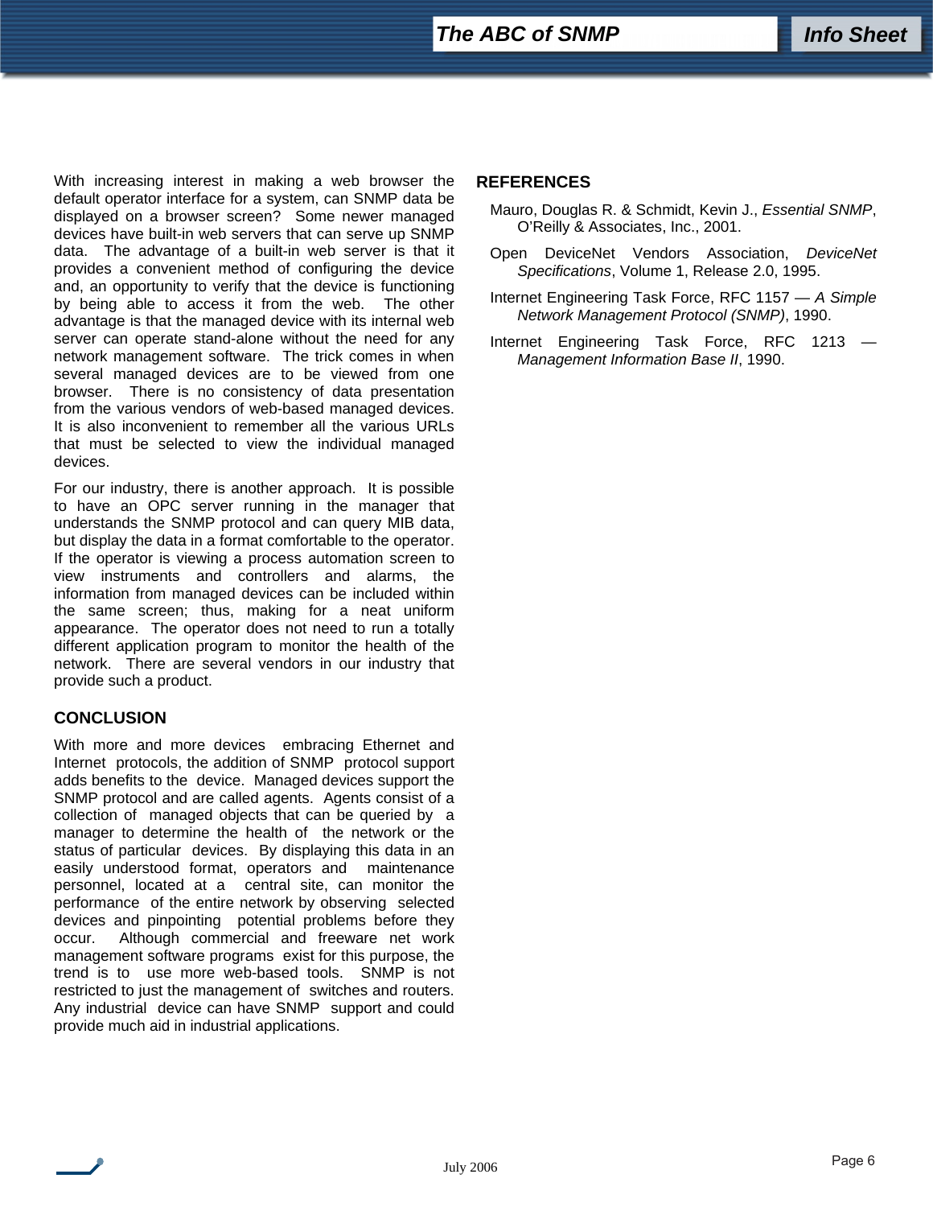With increasing interest in making a web browser the default operator interface for a system, can SNMP data be displayed on a browser screen? Some newer managed devices have built-in web servers that can serve up SNMP data. The advantage of a built-in web server is that it provides a convenient method of configuring the device and, an opportunity to verify that the device is functioning by being able to access it from the web. The other advantage is that the managed device with its internal web server can operate stand-alone without the need for any network management software. The trick comes in when several managed devices are to be viewed from one browser. There is no consistency of data presentation from the various vendors of web-based managed devices. It is also inconvenient to remember all the various URLs that must be selected to view the individual managed devices.

For our industry, there is another approach. It is possible to have an OPC server running in the manager that understands the SNMP protocol and can query MIB data, but display the data in a format comfortable to the operator. If the operator is viewing a process automation screen to view instruments and controllers and alarms, the information from managed devices can be included within the same screen; thus, making for a neat uniform appearance. The operator does not need to run a totally different application program to monitor the health of the network. There are several vendors in our industry that provide such a product.

## CONCLUSION

With more and more devices embracing Ethernet and Internet protocols, the addition of SNMP protocol support adds benefits to the device. Managed devices support the SNMP protocol and are called agents. Agents consist of a collection of managed objects that can be queried by a manager to determine the health of the network or the status of particular devices. By displaying this data in an easily understood format, operators and maintenance personnel, located at a central site, can monitor the performance of the entire network by observing selected devices and pinpointing potential problems before they occur. Although commercial and freeware net work management software programs exist for this purpose, the trend is to use more web-based tools. SNMP is not restricted to just the management of switches and routers. Any industrial device can have SNMP support and could provide much aid in industrial applications.

## REFERENCES

Mauro, Douglas R. & Schmidt, Kevin J., *Essential SNMP*, O'Reilly & Associates, Inc., 2001.

Open DeviceNet Vendors Association, *DeviceNet Specifications*, Volume 1, Release 2.0, 1995.

Internet Engineering Task Force, RFC 1157 — *A Simple Network Management Protocol (SNMP)*, 1990.

Internet Engineering Task Force, RFC 1213 — *Management Information Base II*, 1990.